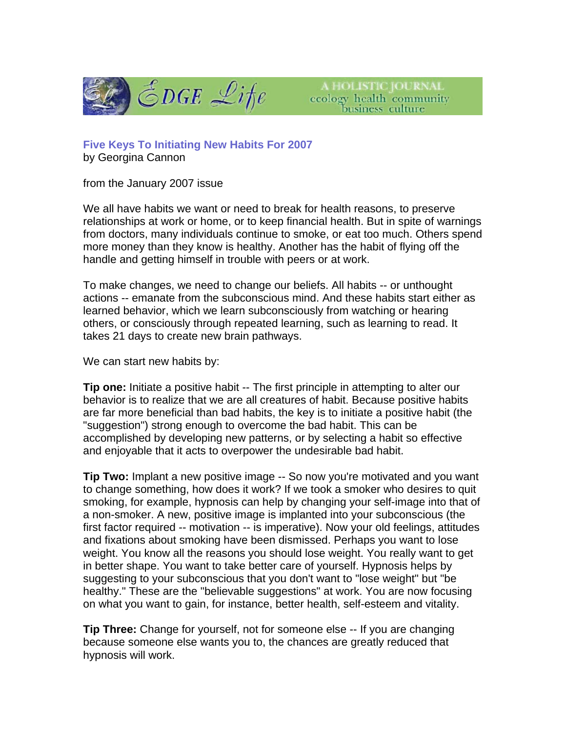EDGE Life

A HOLISTIC JOURNAL
ecology health community business culture

## Five Keys To Initiating New Habits For 2007

by Georgina Cannon

from the January 2007 issue

We all have habits we want or need to break for health reasons, to preserve relationships at work or home, or to keep financial health. But in spite of warnings from doctors, many individuals continue to smoke, or eat too much. Others spend more money than they know is healthy. Another has the habit of flying off the handle and getting himself in trouble with peers or at work.

To make changes, we need to change our beliefs. All habits -- or unthought actions -- emanate from the subconscious mind. And these habits start either as learned behavior, which we learn subconsciously from watching or hearing others, or consciously through repeated learning, such as learning to read. It takes 21 days to create new brain pathways.

We can start new habits by:

**Tip one:** Initiate a positive habit -- The first principle in attempting to alter our behavior is to realize that we are all creatures of habit. Because positive habits are far more beneficial than bad habits, the key is to initiate a positive habit (the "suggestion") strong enough to overcome the bad habit. This can be accomplished by developing new patterns, or by selecting a habit so effective and enjoyable that it acts to overpower the undesirable bad habit.

**Tip Two:** Implant a new positive image -- So now you're motivated and you want to change something, how does it work? If we took a smoker who desires to quit smoking, for example, hypnosis can help by changing your self-image into that of a non-smoker. A new, positive image is implanted into your subconscious (the first factor required -- motivation -- is imperative). Now your old feelings, attitudes and fixations about smoking have been dismissed. Perhaps you want to lose weight. You know all the reasons you should lose weight. You really want to get in better shape. You want to take better care of yourself. Hypnosis helps by suggesting to your subconscious that you don't want to "lose weight" but "be healthy." These are the "believable suggestions" at work. You are now focusing on what you want to gain, for instance, better health, self-esteem and vitality.

**Tip Three:** Change for yourself, not for someone else -- If you are changing because someone else wants you to, the chances are greatly reduced that hypnosis will work.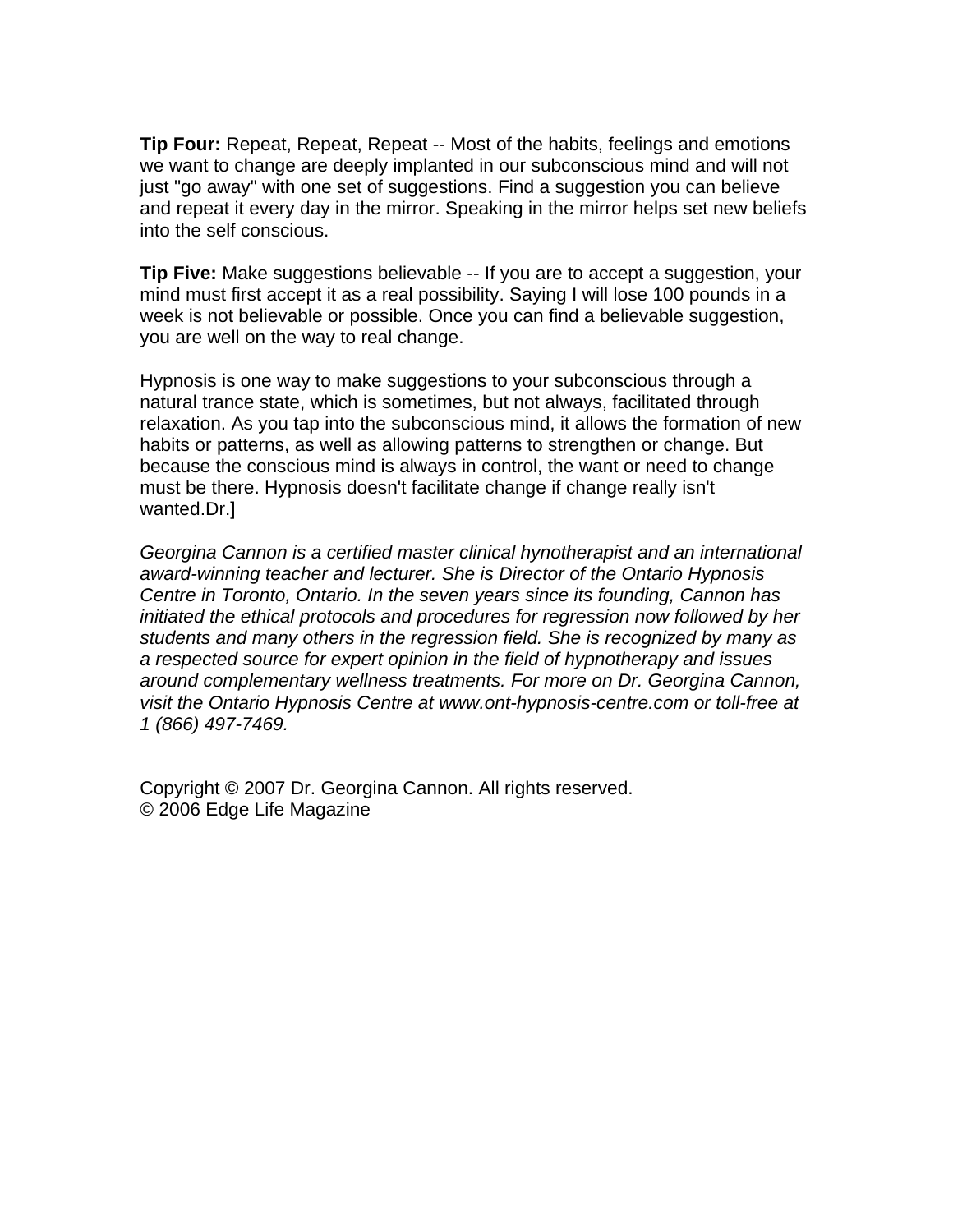**Tip Four:** Repeat, Repeat, Repeat -- Most of the habits, feelings and emotions we want to change are deeply implanted in our subconscious mind and will not just "go away" with one set of suggestions. Find a suggestion you can believe and repeat it every day in the mirror. Speaking in the mirror helps set new beliefs into the self conscious.

**Tip Five:** Make suggestions believable -- If you are to accept a suggestion, your mind must first accept it as a real possibility. Saying I will lose 100 pounds in a week is not believable or possible. Once you can find a believable suggestion, you are well on the way to real change.

Hypnosis is one way to make suggestions to your subconscious through a natural trance state, which is sometimes, but not always, facilitated through relaxation. As you tap into the subconscious mind, it allows the formation of new habits or patterns, as well as allowing patterns to strengthen or change. But because the conscious mind is always in control, the want or need to change must be there. Hypnosis doesn't facilitate change if change really isn't wanted.Dr.]

*Georgina Cannon is a certified master clinical hynotherapist and an international award-winning teacher and lecturer. She is Director of the Ontario Hypnosis Centre in Toronto, Ontario. In the seven years since its founding, Cannon has initiated the ethical protocols and procedures for regression now followed by her students and many others in the regression field. She is recognized by many as a respected source for expert opinion in the field of hypnotherapy and issues around complementary wellness treatments. For more on Dr. Georgina Cannon, visit the Ontario Hypnosis Centre at www.ont-hypnosis-centre.com or toll-free at 1 (866) 497-7469.*

Copyright © 2007 Dr. Georgina Cannon. All rights reserved.
© 2006 Edge Life Magazine